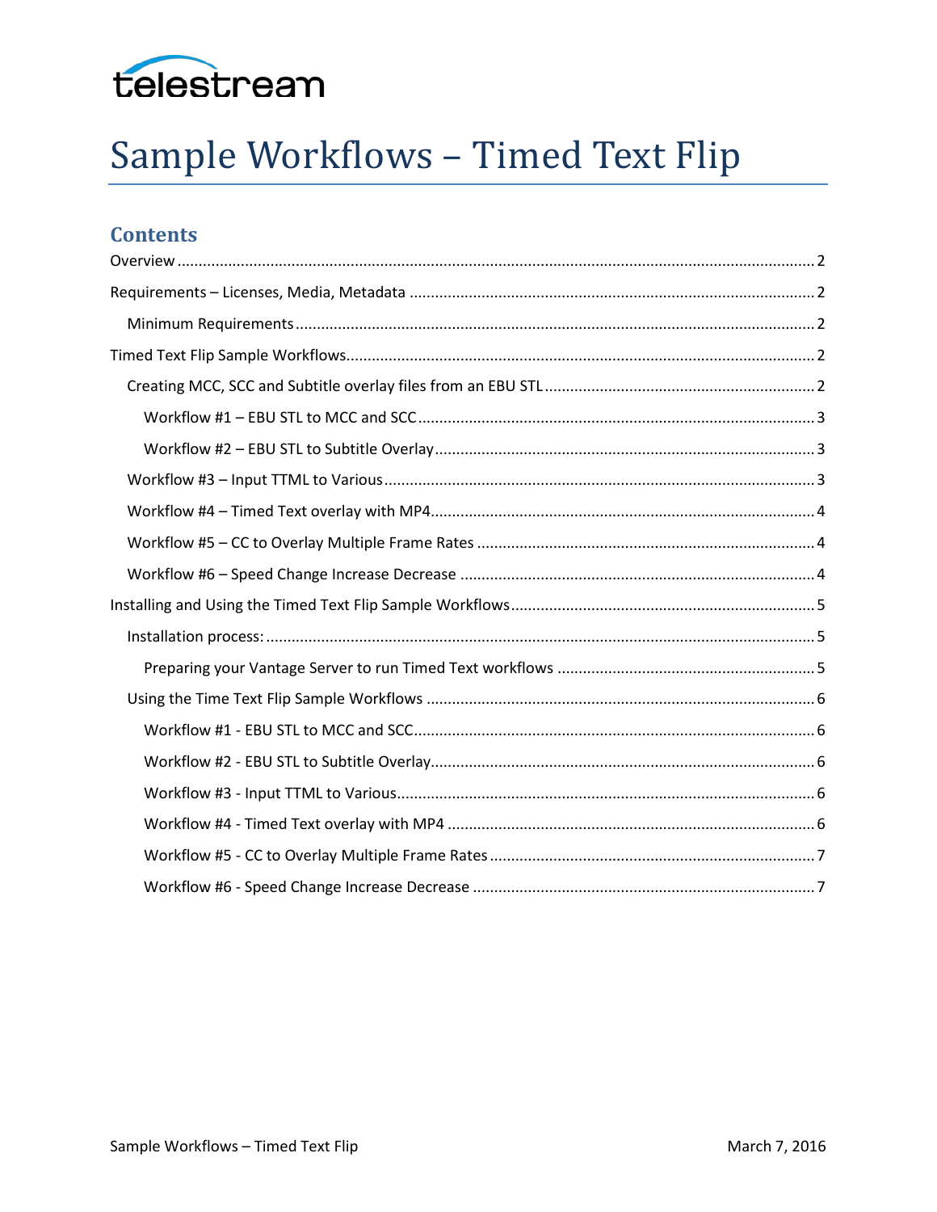telestream

# Sample Workflows – Timed Text Flip

## Contents

Overview ..... 2

Requirements – Licenses, Media, Metadata ..... 2

- Minimum Requirements ..... 2

Timed Text Flip Sample Workflows ..... 2

- Creating MCC, SCC and Subtitle overlay files from an EBU STL ..... 2
  - Workflow #1 – EBU STL to MCC and SCC ..... 3
  - Workflow #2 – EBU STL to Subtitle Overlay ..... 3
- Workflow #3 – Input TTML to Various ..... 3
- Workflow #4 – Timed Text overlay with MP4 ..... 4
- Workflow #5 – CC to Overlay Multiple Frame Rates ..... 4
- Workflow #6 – Speed Change Increase Decrease ..... 4

Installing and Using the Timed Text Flip Sample Workflows ..... 5

- Installation process: ..... 5
  - Preparing your Vantage Server to run Timed Text workflows ..... 5
- Using the Time Text Flip Sample Workflows ..... 6
  - Workflow #1 - EBU STL to MCC and SCC ..... 6
  - Workflow #2 - EBU STL to Subtitle Overlay ..... 6
  - Workflow #3 - Input TTML to Various ..... 6
  - Workflow #4 - Timed Text overlay with MP4 ..... 6
  - Workflow #5 - CC to Overlay Multiple Frame Rates ..... 7
  - Workflow #6 - Speed Change Increase Decrease ..... 7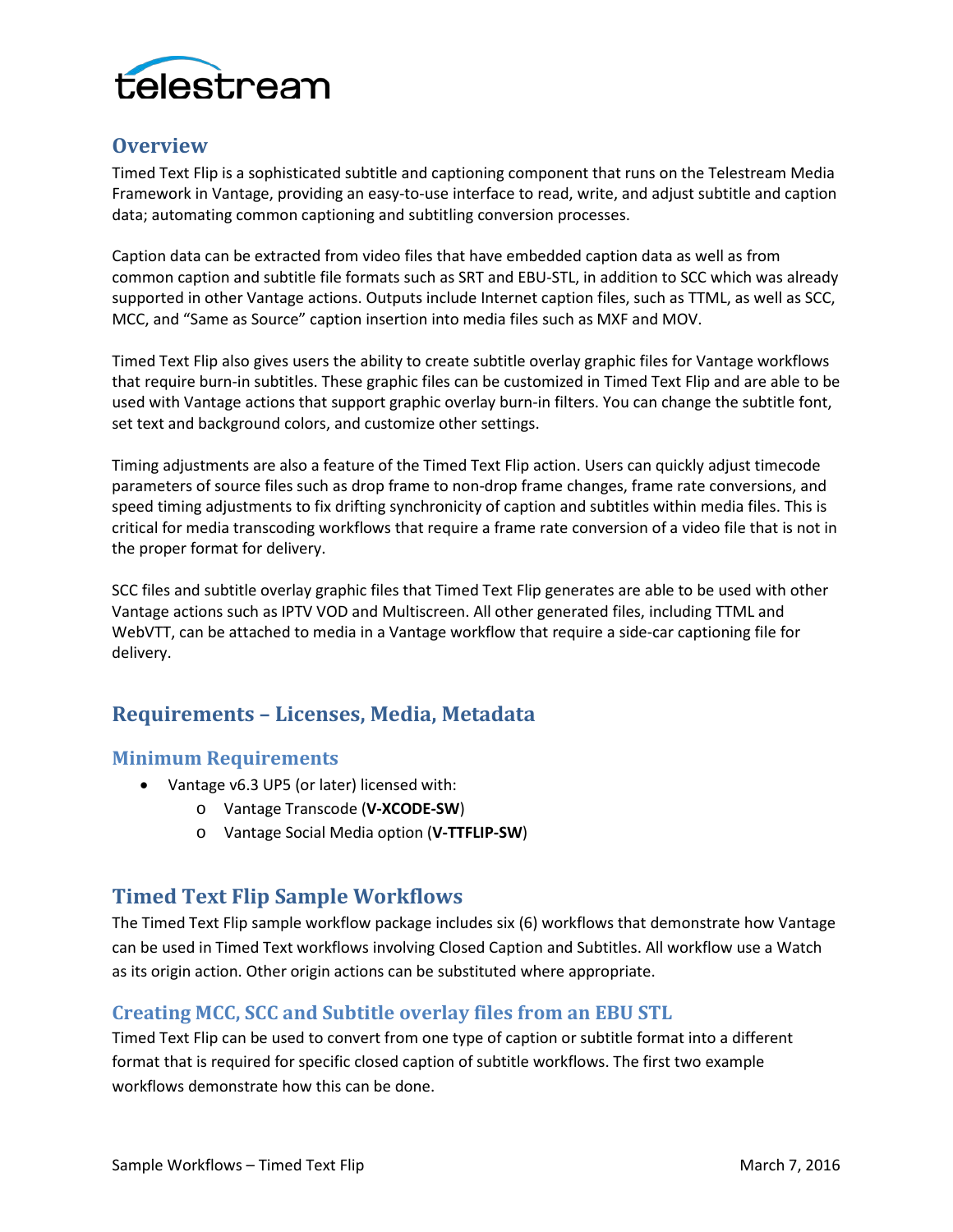## Overview

Timed Text Flip is a sophisticated subtitle and captioning component that runs on the Telestream Media Framework in Vantage, providing an easy-to-use interface to read, write, and adjust subtitle and caption data; automating common captioning and subtitling conversion processes.

Caption data can be extracted from video files that have embedded caption data as well as from common caption and subtitle file formats such as SRT and EBU-STL, in addition to SCC which was already supported in other Vantage actions. Outputs include Internet caption files, such as TTML, as well as SCC, MCC, and "Same as Source" caption insertion into media files such as MXF and MOV.

Timed Text Flip also gives users the ability to create subtitle overlay graphic files for Vantage workflows that require burn-in subtitles. These graphic files can be customized in Timed Text Flip and are able to be used with Vantage actions that support graphic overlay burn-in filters. You can change the subtitle font, set text and background colors, and customize other settings.

Timing adjustments are also a feature of the Timed Text Flip action. Users can quickly adjust timecode parameters of source files such as drop frame to non-drop frame changes, frame rate conversions, and speed timing adjustments to fix drifting synchronicity of caption and subtitles within media files. This is critical for media transcoding workflows that require a frame rate conversion of a video file that is not in the proper format for delivery.

SCC files and subtitle overlay graphic files that Timed Text Flip generates are able to be used with other Vantage actions such as IPTV VOD and Multiscreen. All other generated files, including TTML and WebVTT, can be attached to media in a Vantage workflow that require a side-car captioning file for delivery.

## Requirements – Licenses, Media, Metadata

### Minimum Requirements

- Vantage v6.3 UP5 (or later) licensed with:
  - Vantage Transcode (**V-XCODE-SW**)
  - Vantage Social Media option (**V-TTFLIP-SW**)

## Timed Text Flip Sample Workflows

The Timed Text Flip sample workflow package includes six (6) workflows that demonstrate how Vantage can be used in Timed Text workflows involving Closed Caption and Subtitles. All workflow use a Watch as its origin action. Other origin actions can be substituted where appropriate.

### Creating MCC, SCC and Subtitle overlay files from an EBU STL

Timed Text Flip can be used to convert from one type of caption or subtitle format into a different format that is required for specific closed caption of subtitle workflows. The first two example workflows demonstrate how this can be done.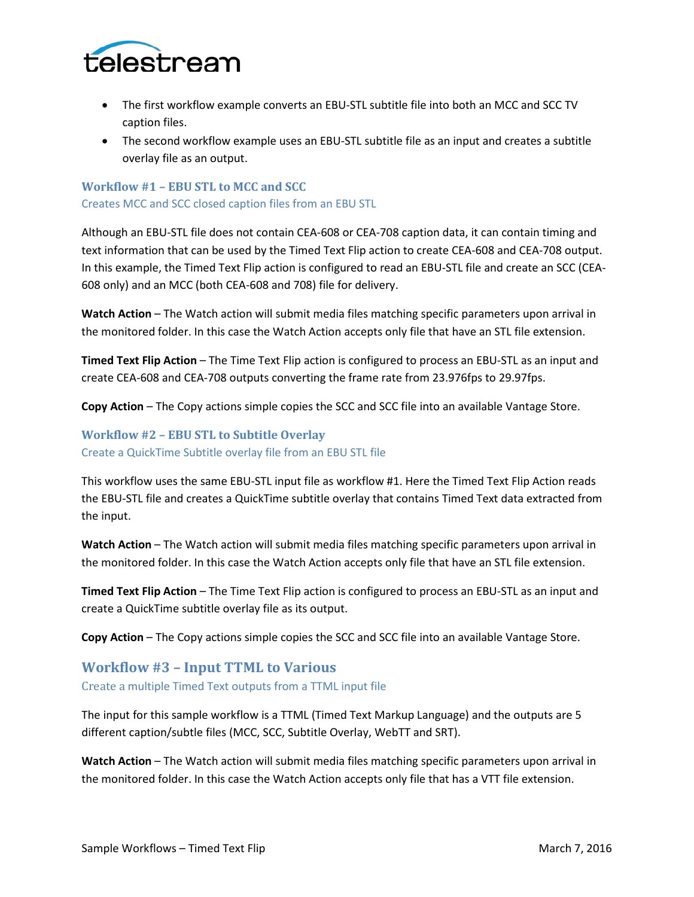- The first workflow example converts an EBU-STL subtitle file into both an MCC and SCC TV caption files.
- The second workflow example uses an EBU-STL subtitle file as an input and creates a subtitle overlay file as an output.

### Workflow #1 – EBU STL to MCC and SCC

Creates MCC and SCC closed caption files from an EBU STL

Although an EBU-STL file does not contain CEA-608 or CEA-708 caption data, it can contain timing and text information that can be used by the Timed Text Flip action to create CEA-608 and CEA-708 output. In this example, the Timed Text Flip action is configured to read an EBU-STL file and create an SCC (CEA-608 only) and an MCC (both CEA-608 and 708) file for delivery.

**Watch Action** – The Watch action will submit media files matching specific parameters upon arrival in the monitored folder. In this case the Watch Action accepts only file that have an STL file extension.

**Timed Text Flip Action** – The Time Text Flip action is configured to process an EBU-STL as an input and create CEA-608 and CEA-708 outputs converting the frame rate from 23.976fps to 29.97fps.

**Copy Action** – The Copy actions simple copies the SCC and SCC file into an available Vantage Store.

### Workflow #2 – EBU STL to Subtitle Overlay

Create a QuickTime Subtitle overlay file from an EBU STL file

This workflow uses the same EBU-STL input file as workflow #1. Here the Timed Text Flip Action reads the EBU-STL file and creates a QuickTime subtitle overlay that contains Timed Text data extracted from the input.

**Watch Action** – The Watch action will submit media files matching specific parameters upon arrival in the monitored folder. In this case the Watch Action accepts only file that have an STL file extension.

**Timed Text Flip Action** – The Time Text Flip action is configured to process an EBU-STL as an input and create a QuickTime subtitle overlay file as its output.

**Copy Action** – The Copy actions simple copies the SCC and SCC file into an available Vantage Store.

## Workflow #3 – Input TTML to Various

Create a multiple Timed Text outputs from a TTML input file

The input for this sample workflow is a TTML (Timed Text Markup Language) and the outputs are 5 different caption/subtle files (MCC, SCC, Subtitle Overlay, WebTT and SRT).

**Watch Action** – The Watch action will submit media files matching specific parameters upon arrival in the monitored folder. In this case the Watch Action accepts only file that has a VTT file extension.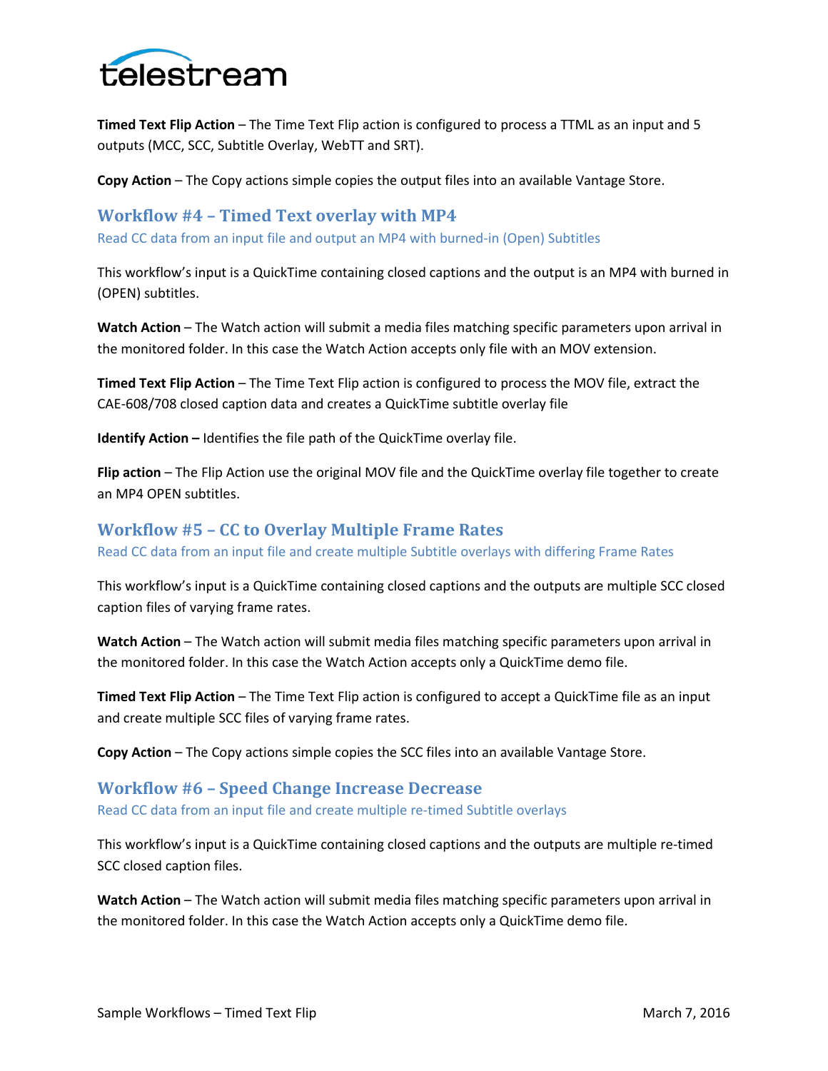**Timed Text Flip Action** – The Time Text Flip action is configured to process a TTML as an input and 5 outputs (MCC, SCC, Subtitle Overlay, WebTT and SRT).

**Copy Action** – The Copy actions simple copies the output files into an available Vantage Store.

## Workflow #4 – Timed Text overlay with MP4

Read CC data from an input file and output an MP4 with burned-in (Open) Subtitles

This workflow's input is a QuickTime containing closed captions and the output is an MP4 with burned in (OPEN) subtitles.

**Watch Action** – The Watch action will submit a media files matching specific parameters upon arrival in the monitored folder. In this case the Watch Action accepts only file with an MOV extension.

**Timed Text Flip Action** – The Time Text Flip action is configured to process the MOV file, extract the CAE-608/708 closed caption data and creates a QuickTime subtitle overlay file

**Identify Action –** Identifies the file path of the QuickTime overlay file.

**Flip action** – The Flip Action use the original MOV file and the QuickTime overlay file together to create an MP4 OPEN subtitles.

## Workflow #5 – CC to Overlay Multiple Frame Rates

Read CC data from an input file and create multiple Subtitle overlays with differing Frame Rates

This workflow's input is a QuickTime containing closed captions and the outputs are multiple SCC closed caption files of varying frame rates.

**Watch Action** – The Watch action will submit media files matching specific parameters upon arrival in the monitored folder. In this case the Watch Action accepts only a QuickTime demo file.

**Timed Text Flip Action** – The Time Text Flip action is configured to accept a QuickTime file as an input and create multiple SCC files of varying frame rates.

**Copy Action** – The Copy actions simple copies the SCC files into an available Vantage Store.

## Workflow #6 – Speed Change Increase Decrease

Read CC data from an input file and create multiple re-timed Subtitle overlays

This workflow's input is a QuickTime containing closed captions and the outputs are multiple re-timed SCC closed caption files.

**Watch Action** – The Watch action will submit media files matching specific parameters upon arrival in the monitored folder. In this case the Watch Action accepts only a QuickTime demo file.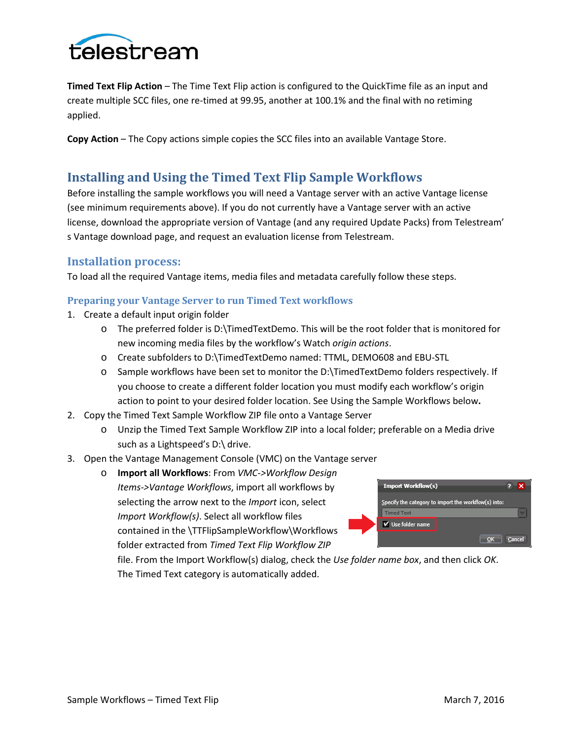**Timed Text Flip Action** – The Time Text Flip action is configured to the QuickTime file as an input and create multiple SCC files, one re-timed at 99.95, another at 100.1% and the final with no retiming applied.

**Copy Action** – The Copy actions simple copies the SCC files into an available Vantage Store.

## Installing and Using the Timed Text Flip Sample Workflows

Before installing the sample workflows you will need a Vantage server with an active Vantage license (see minimum requirements above). If you do not currently have a Vantage server with an active license, download the appropriate version of Vantage (and any required Update Packs) from Telestream' s Vantage download page, and request an evaluation license from Telestream.

### Installation process:

To load all the required Vantage items, media files and metadata carefully follow these steps.

#### Preparing your Vantage Server to run Timed Text workflows

1. Create a default input origin folder
   - The preferred folder is D:\TimedTextDemo. This will be the root folder that is monitored for new incoming media files by the workflow's Watch *origin actions*.
   - Create subfolders to D:\TimedTextDemo named: TTML, DEMO608 and EBU-STL
   - Sample workflows have been set to monitor the D:\TimedTextDemo folders respectively. If you choose to create a different folder location you must modify each workflow's origin action to point to your desired folder location. See Using the Sample Workflows below**.**
2. Copy the Timed Text Sample Workflow ZIP file onto a Vantage Server
   - Unzip the Timed Text Sample Workflow ZIP into a local folder; preferable on a Media drive such as a Lightspeed's D:\ drive.
3. Open the Vantage Management Console (VMC) on the Vantage server
   - **Import all Workflows**: From *VMC->Workflow Design Items->Vantage Workflows*, import all workflows by selecting the arrow next to the *Import* icon, select *Import Workflow(s)*. Select all workflow files contained in the \TTFlipSampleWorkflow\Workflows folder extracted from *Timed Text Flip Workflow ZIP* file. From the Import Workflow(s) dialog, check the *Use folder name box*, and then click *OK*. The Timed Text category is automatically added.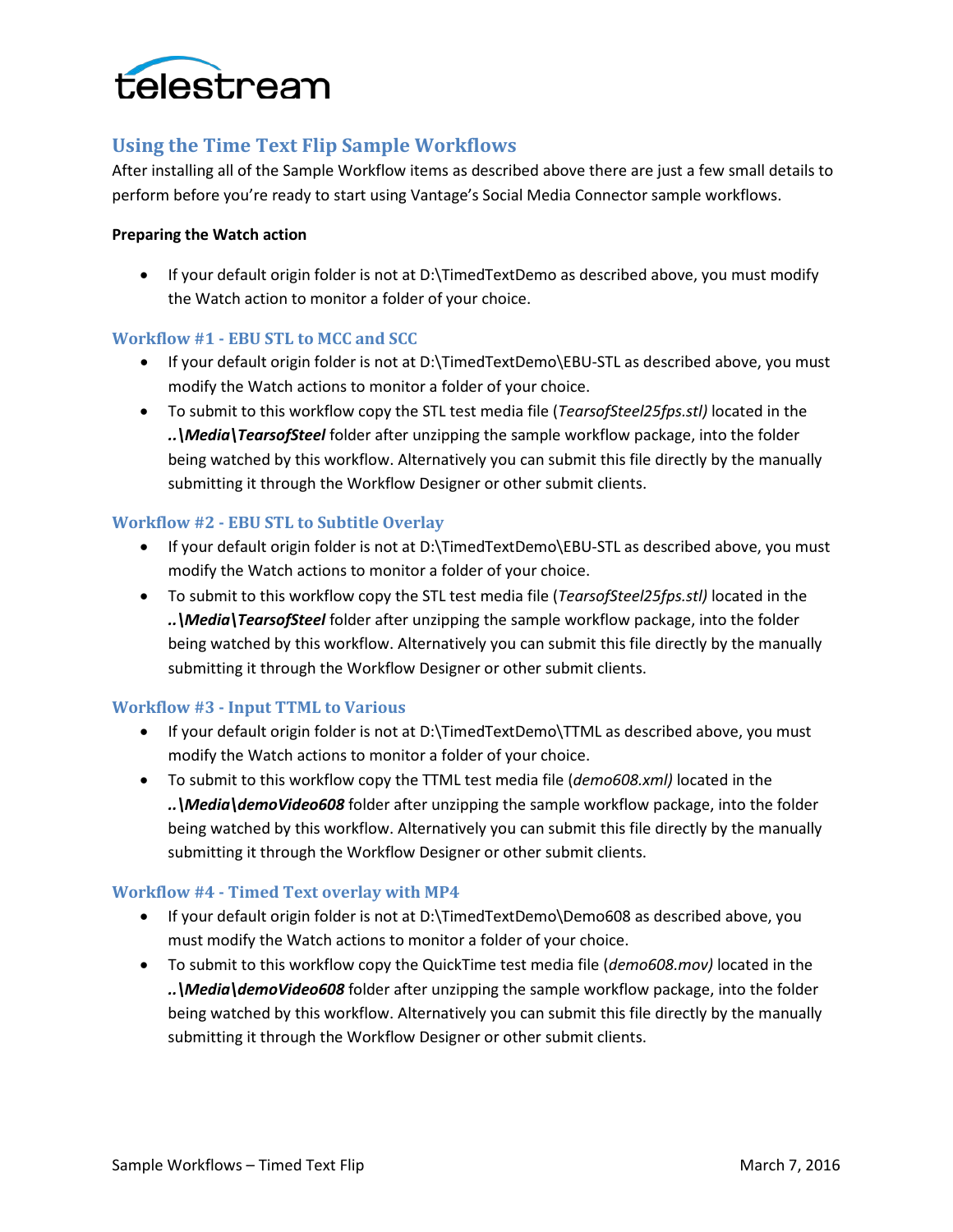## Using the Time Text Flip Sample Workflows

After installing all of the Sample Workflow items as described above there are just a few small details to perform before you're ready to start using Vantage's Social Media Connector sample workflows.

**Preparing the Watch action**

- If your default origin folder is not at D:\TimedTextDemo as described above, you must modify the Watch action to monitor a folder of your choice.

### Workflow #1 - EBU STL to MCC and SCC

- If your default origin folder is not at D:\TimedTextDemo\EBU-STL as described above, you must modify the Watch actions to monitor a folder of your choice.
- To submit to this workflow copy the STL test media file (*TearsofSteel25fps.stl)* located in the ***..\Media\TearsofSteel*** folder after unzipping the sample workflow package, into the folder being watched by this workflow. Alternatively you can submit this file directly by the manually submitting it through the Workflow Designer or other submit clients.

### Workflow #2 - EBU STL to Subtitle Overlay

- If your default origin folder is not at D:\TimedTextDemo\EBU-STL as described above, you must modify the Watch actions to monitor a folder of your choice.
- To submit to this workflow copy the STL test media file (*TearsofSteel25fps.stl)* located in the ***..\Media\TearsofSteel*** folder after unzipping the sample workflow package, into the folder being watched by this workflow. Alternatively you can submit this file directly by the manually submitting it through the Workflow Designer or other submit clients.

### Workflow #3 - Input TTML to Various

- If your default origin folder is not at D:\TimedTextDemo\TTML as described above, you must modify the Watch actions to monitor a folder of your choice.
- To submit to this workflow copy the TTML test media file (*demo608.xml)* located in the ***..\Media\demoVideo608*** folder after unzipping the sample workflow package, into the folder being watched by this workflow. Alternatively you can submit this file directly by the manually submitting it through the Workflow Designer or other submit clients.

### Workflow #4 - Timed Text overlay with MP4

- If your default origin folder is not at D:\TimedTextDemo\Demo608 as described above, you must modify the Watch actions to monitor a folder of your choice.
- To submit to this workflow copy the QuickTime test media file (*demo608.mov)* located in the ***..\Media\demoVideo608*** folder after unzipping the sample workflow package, into the folder being watched by this workflow. Alternatively you can submit this file directly by the manually submitting it through the Workflow Designer or other submit clients.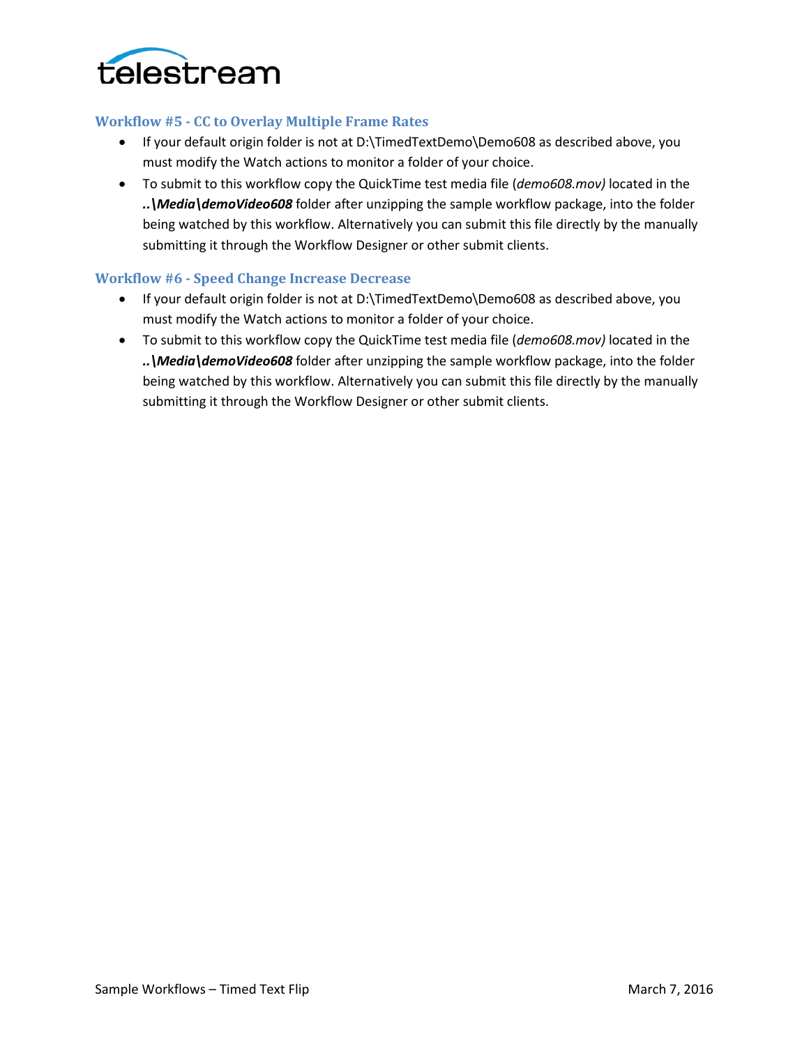### Workflow #5 - CC to Overlay Multiple Frame Rates

- If your default origin folder is not at D:\TimedTextDemo\Demo608 as described above, you must modify the Watch actions to monitor a folder of your choice.
- To submit to this workflow copy the QuickTime test media file (*demo608.mov)* located in the ***..\Media\demoVideo608*** folder after unzipping the sample workflow package, into the folder being watched by this workflow. Alternatively you can submit this file directly by the manually submitting it through the Workflow Designer or other submit clients.

### Workflow #6 - Speed Change Increase Decrease

- If your default origin folder is not at D:\TimedTextDemo\Demo608 as described above, you must modify the Watch actions to monitor a folder of your choice.
- To submit to this workflow copy the QuickTime test media file (*demo608.mov)* located in the ***..\Media\demoVideo608*** folder after unzipping the sample workflow package, into the folder being watched by this workflow. Alternatively you can submit this file directly by the manually submitting it through the Workflow Designer or other submit clients.